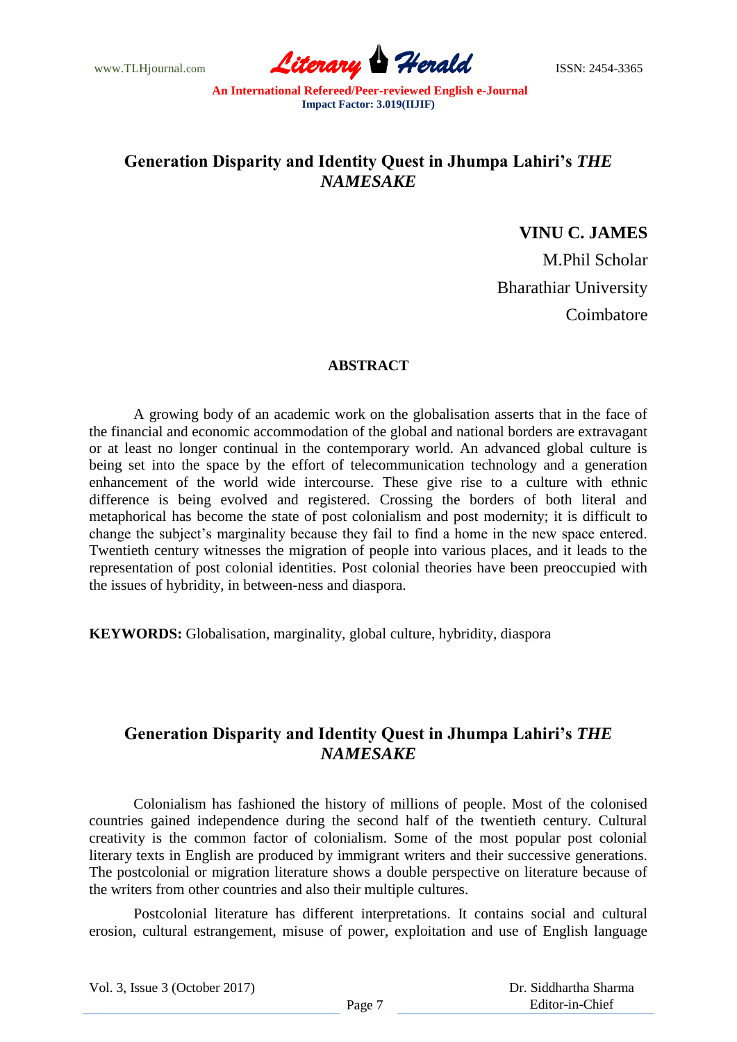# Generation Disparity and Identity Quest in Jhumpa Lahiri's *THE NAMESAKE*

**VINU C. JAMES**

M.Phil Scholar

Bharathiar University

Coimbatore

## ABSTRACT

A growing body of an academic work on the globalisation asserts that in the face of the financial and economic accommodation of the global and national borders are extravagant or at least no longer continual in the contemporary world. An advanced global culture is being set into the space by the effort of telecommunication technology and a generation enhancement of the world wide intercourse. These give rise to a culture with ethnic difference is being evolved and registered. Crossing the borders of both literal and metaphorical has become the state of post colonialism and post modernity; it is difficult to change the subject's marginality because they fail to find a home in the new space entered. Twentieth century witnesses the migration of people into various places, and it leads to the representation of post colonial identities. Post colonial theories have been preoccupied with the issues of hybridity, in between-ness and diaspora.

**KEYWORDS:** Globalisation, marginality, global culture, hybridity, diaspora

## Generation Disparity and Identity Quest in Jhumpa Lahiri's *THE NAMESAKE*

Colonialism has fashioned the history of millions of people. Most of the colonised countries gained independence during the second half of the twentieth century. Cultural creativity is the common factor of colonialism. Some of the most popular post colonial literary texts in English are produced by immigrant writers and their successive generations. The postcolonial or migration literature shows a double perspective on literature because of the writers from other countries and also their multiple cultures.

Postcolonial literature has different interpretations. It contains social and cultural erosion, cultural estrangement, misuse of power, exploitation and use of English language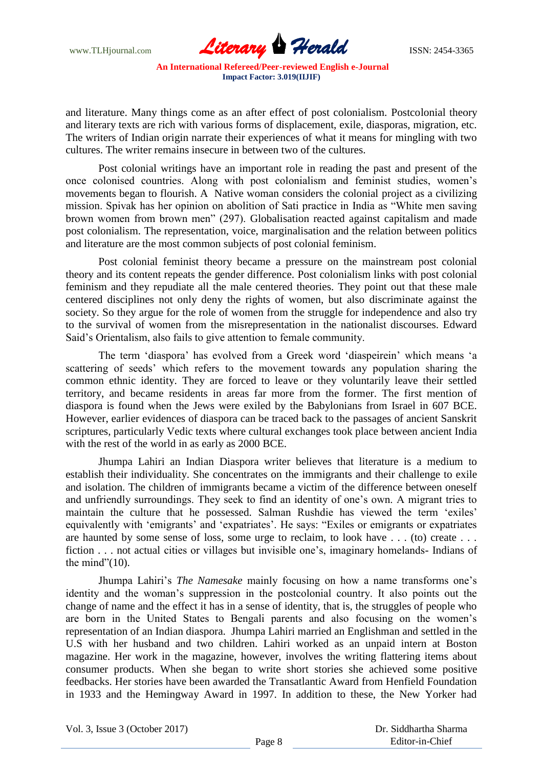and literature. Many things come as an after effect of post colonialism. Postcolonial theory and literary texts are rich with various forms of displacement, exile, diasporas, migration, etc. The writers of Indian origin narrate their experiences of what it means for mingling with two cultures. The writer remains insecure in between two of the cultures.

Post colonial writings have an important role in reading the past and present of the once colonised countries. Along with post colonialism and feminist studies, women's movements began to flourish. A Native woman considers the colonial project as a civilizing mission. Spivak has her opinion on abolition of Sati practice in India as "White men saving brown women from brown men" (297). Globalisation reacted against capitalism and made post colonialism. The representation, voice, marginalisation and the relation between politics and literature are the most common subjects of post colonial feminism.

Post colonial feminist theory became a pressure on the mainstream post colonial theory and its content repeats the gender difference. Post colonialism links with post colonial feminism and they repudiate all the male centered theories. They point out that these male centered disciplines not only deny the rights of women, but also discriminate against the society. So they argue for the role of women from the struggle for independence and also try to the survival of women from the misrepresentation in the nationalist discourses. Edward Said's Orientalism, also fails to give attention to female community.

The term 'diaspora' has evolved from a Greek word 'diaspeirein' which means 'a scattering of seeds' which refers to the movement towards any population sharing the common ethnic identity. They are forced to leave or they voluntarily leave their settled territory, and became residents in areas far more from the former. The first mention of diaspora is found when the Jews were exiled by the Babylonians from Israel in 607 BCE. However, earlier evidences of diaspora can be traced back to the passages of ancient Sanskrit scriptures, particularly Vedic texts where cultural exchanges took place between ancient India with the rest of the world in as early as 2000 BCE.

Jhumpa Lahiri an Indian Diaspora writer believes that literature is a medium to establish their individuality. She concentrates on the immigrants and their challenge to exile and isolation. The children of immigrants became a victim of the difference between oneself and unfriendly surroundings. They seek to find an identity of one's own. A migrant tries to maintain the culture that he possessed. Salman Rushdie has viewed the term 'exiles' equivalently with 'emigrants' and 'expatriates'. He says: "Exiles or emigrants or expatriates are haunted by some sense of loss, some urge to reclaim, to look have . . . (to) create . . . fiction . . . not actual cities or villages but invisible one's, imaginary homelands- Indians of the mind"(10).

Jhumpa Lahiri's *The Namesake* mainly focusing on how a name transforms one's identity and the woman's suppression in the postcolonial country. It also points out the change of name and the effect it has in a sense of identity, that is, the struggles of people who are born in the United States to Bengali parents and also focusing on the women's representation of an Indian diaspora. Jhumpa Lahiri married an Englishman and settled in the U.S with her husband and two children. Lahiri worked as an unpaid intern at Boston magazine. Her work in the magazine, however, involves the writing flattering items about consumer products. When she began to write short stories she achieved some positive feedbacks. Her stories have been awarded the Transatlantic Award from Henfield Foundation in 1933 and the Hemingway Award in 1997. In addition to these, the New Yorker had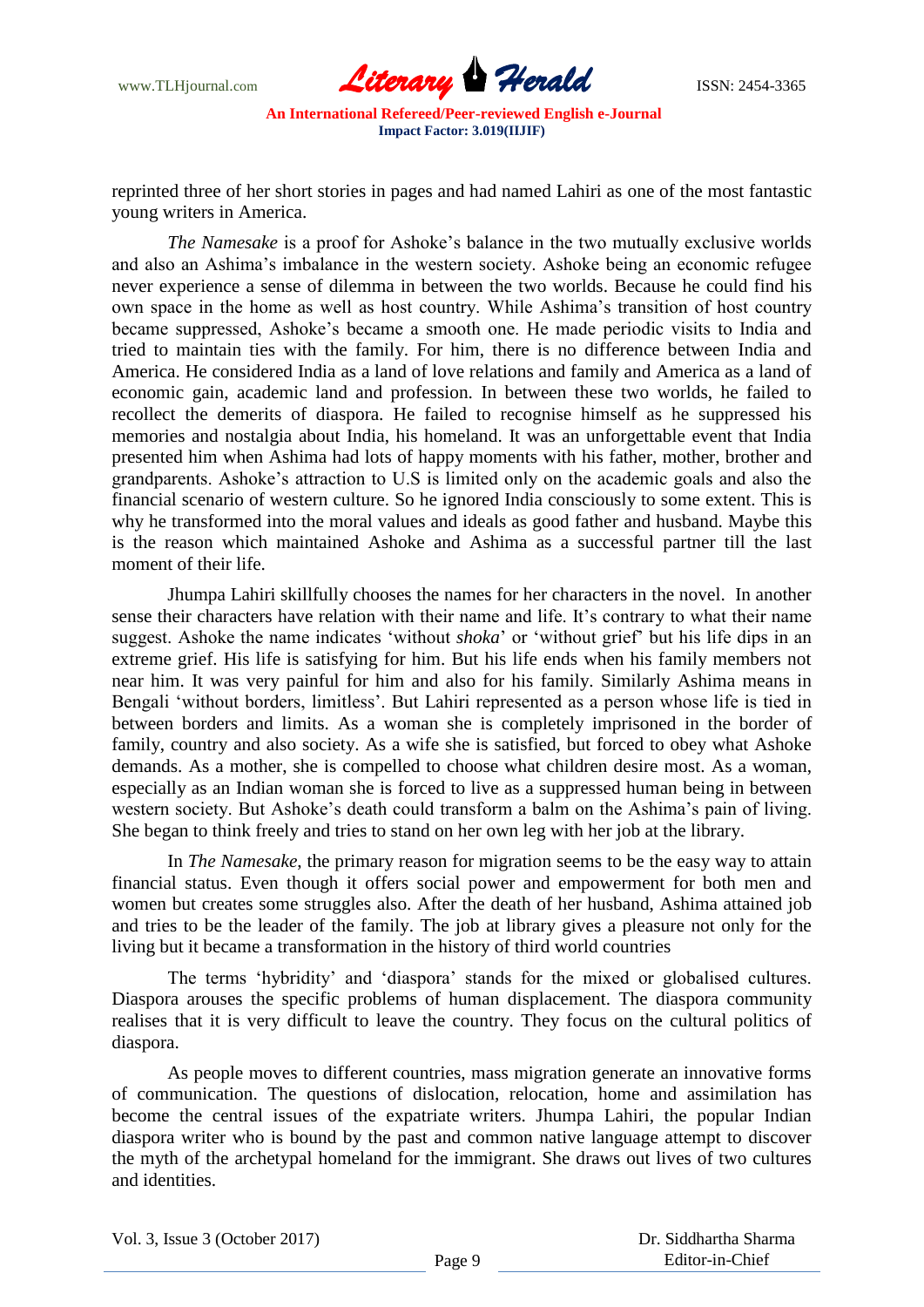reprinted three of her short stories in pages and had named Lahiri as one of the most fantastic young writers in America.

*The Namesake* is a proof for Ashoke's balance in the two mutually exclusive worlds and also an Ashima's imbalance in the western society. Ashoke being an economic refugee never experience a sense of dilemma in between the two worlds. Because he could find his own space in the home as well as host country. While Ashima's transition of host country became suppressed, Ashoke's became a smooth one. He made periodic visits to India and tried to maintain ties with the family. For him, there is no difference between India and America. He considered India as a land of love relations and family and America as a land of economic gain, academic land and profession. In between these two worlds, he failed to recollect the demerits of diaspora. He failed to recognise himself as he suppressed his memories and nostalgia about India, his homeland. It was an unforgettable event that India presented him when Ashima had lots of happy moments with his father, mother, brother and grandparents. Ashoke's attraction to U.S is limited only on the academic goals and also the financial scenario of western culture. So he ignored India consciously to some extent. This is why he transformed into the moral values and ideals as good father and husband. Maybe this is the reason which maintained Ashoke and Ashima as a successful partner till the last moment of their life.

Jhumpa Lahiri skillfully chooses the names for her characters in the novel. In another sense their characters have relation with their name and life. It's contrary to what their name suggest. Ashoke the name indicates 'without *shoka*' or 'without grief' but his life dips in an extreme grief. His life is satisfying for him. But his life ends when his family members not near him. It was very painful for him and also for his family. Similarly Ashima means in Bengali 'without borders, limitless'. But Lahiri represented as a person whose life is tied in between borders and limits. As a woman she is completely imprisoned in the border of family, country and also society. As a wife she is satisfied, but forced to obey what Ashoke demands. As a mother, she is compelled to choose what children desire most. As a woman, especially as an Indian woman she is forced to live as a suppressed human being in between western society. But Ashoke's death could transform a balm on the Ashima's pain of living. She began to think freely and tries to stand on her own leg with her job at the library.

In *The Namesake*, the primary reason for migration seems to be the easy way to attain financial status. Even though it offers social power and empowerment for both men and women but creates some struggles also. After the death of her husband, Ashima attained job and tries to be the leader of the family. The job at library gives a pleasure not only for the living but it became a transformation in the history of third world countries

The terms 'hybridity' and 'diaspora' stands for the mixed or globalised cultures. Diaspora arouses the specific problems of human displacement. The diaspora community realises that it is very difficult to leave the country. They focus on the cultural politics of diaspora.

As people moves to different countries, mass migration generate an innovative forms of communication. The questions of dislocation, relocation, home and assimilation has become the central issues of the expatriate writers. Jhumpa Lahiri, the popular Indian diaspora writer who is bound by the past and common native language attempt to discover the myth of the archetypal homeland for the immigrant. She draws out lives of two cultures and identities.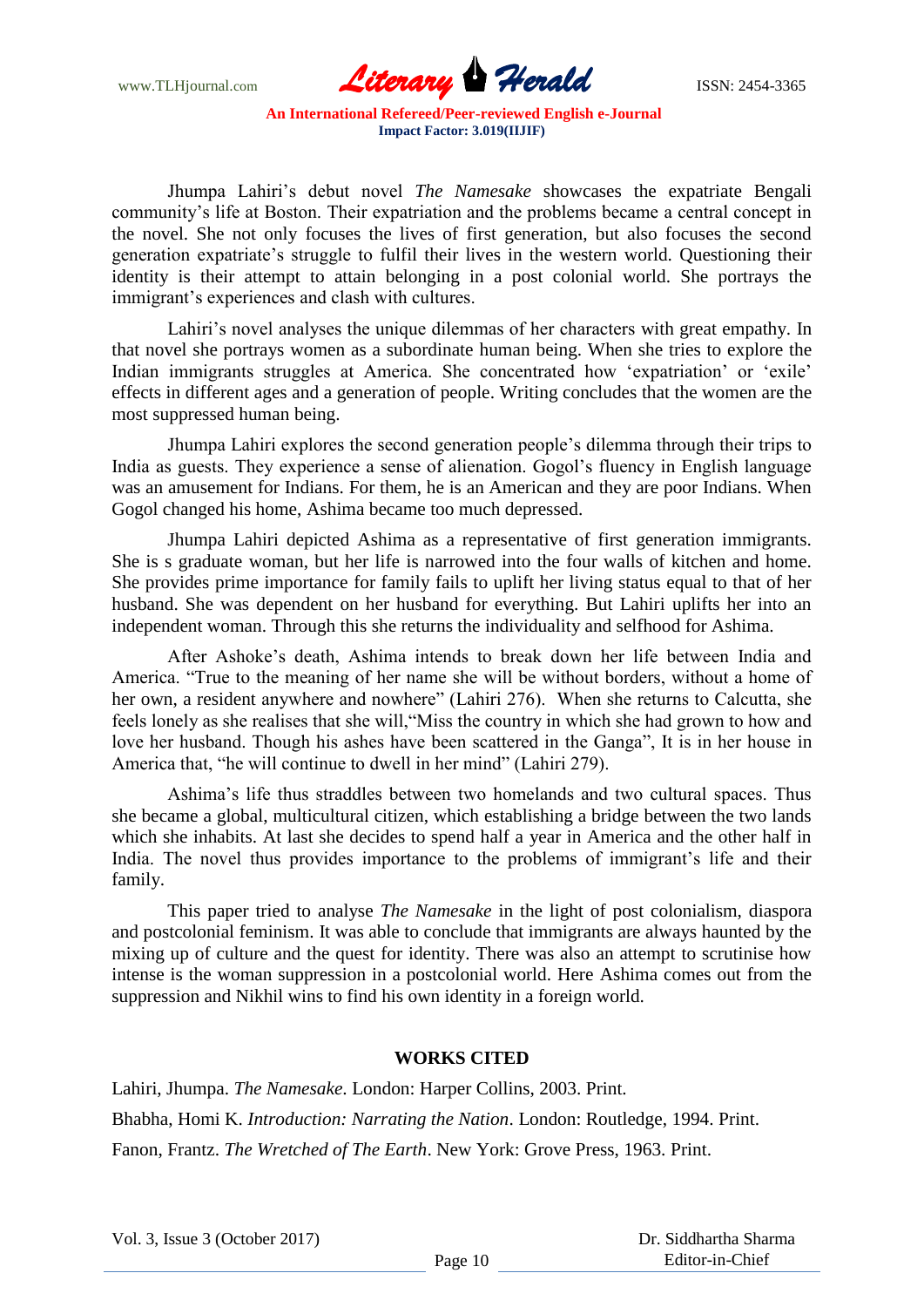Jhumpa Lahiri's debut novel *The Namesake* showcases the expatriate Bengali community's life at Boston. Their expatriation and the problems became a central concept in the novel. She not only focuses the lives of first generation, but also focuses the second generation expatriate's struggle to fulfil their lives in the western world. Questioning their identity is their attempt to attain belonging in a post colonial world. She portrays the immigrant's experiences and clash with cultures.

Lahiri's novel analyses the unique dilemmas of her characters with great empathy. In that novel she portrays women as a subordinate human being. When she tries to explore the Indian immigrants struggles at America. She concentrated how 'expatriation' or 'exile' effects in different ages and a generation of people. Writing concludes that the women are the most suppressed human being.

Jhumpa Lahiri explores the second generation people's dilemma through their trips to India as guests. They experience a sense of alienation. Gogol's fluency in English language was an amusement for Indians. For them, he is an American and they are poor Indians. When Gogol changed his home, Ashima became too much depressed.

Jhumpa Lahiri depicted Ashima as a representative of first generation immigrants. She is s graduate woman, but her life is narrowed into the four walls of kitchen and home. She provides prime importance for family fails to uplift her living status equal to that of her husband. She was dependent on her husband for everything. But Lahiri uplifts her into an independent woman. Through this she returns the individuality and selfhood for Ashima.

After Ashoke's death, Ashima intends to break down her life between India and America. "True to the meaning of her name she will be without borders, without a home of her own, a resident anywhere and nowhere" (Lahiri 276). When she returns to Calcutta, she feels lonely as she realises that she will,"Miss the country in which she had grown to how and love her husband. Though his ashes have been scattered in the Ganga", It is in her house in America that, "he will continue to dwell in her mind" (Lahiri 279).

Ashima's life thus straddles between two homelands and two cultural spaces. Thus she became a global, multicultural citizen, which establishing a bridge between the two lands which she inhabits. At last she decides to spend half a year in America and the other half in India. The novel thus provides importance to the problems of immigrant's life and their family.

This paper tried to analyse *The Namesake* in the light of post colonialism, diaspora and postcolonial feminism. It was able to conclude that immigrants are always haunted by the mixing up of culture and the quest for identity. There was also an attempt to scrutinise how intense is the woman suppression in a postcolonial world. Here Ashima comes out from the suppression and Nikhil wins to find his own identity in a foreign world.

## WORKS CITED

Lahiri, Jhumpa. *The Namesake.* London: Harper Collins, 2003. Print.

Bhabha, Homi K. *Introduction: Narrating the Nation*. London: Routledge, 1994. Print.

Fanon, Frantz. *The Wretched of The Earth*. New York: Grove Press, 1963. Print.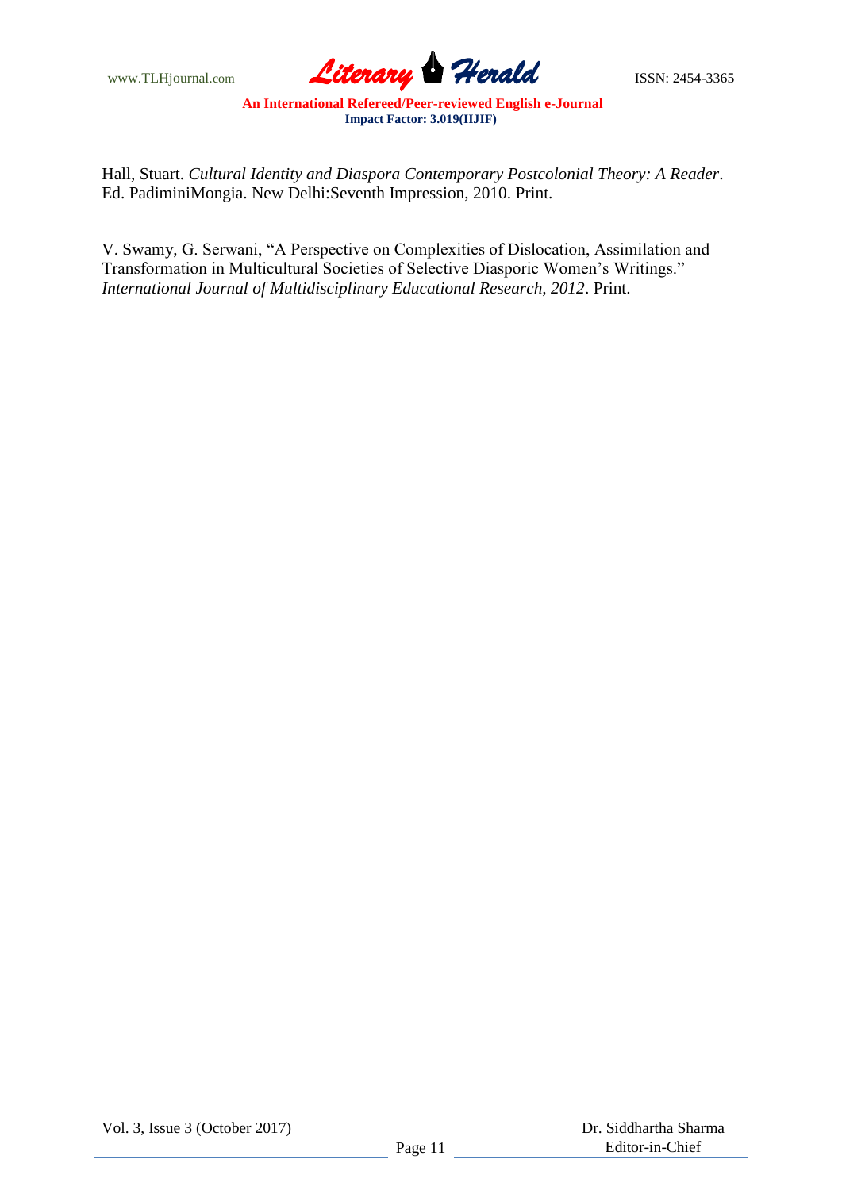Hall, Stuart. *Cultural Identity and Diaspora Contemporary Postcolonial Theory: A Reader*. Ed. PadiminiMongia. New Delhi:Seventh Impression, 2010. Print.

V. Swamy, G. Serwani, "A Perspective on Complexities of Dislocation, Assimilation and Transformation in Multicultural Societies of Selective Diasporic Women's Writings." *International Journal of Multidisciplinary Educational Research, 2012*. Print.